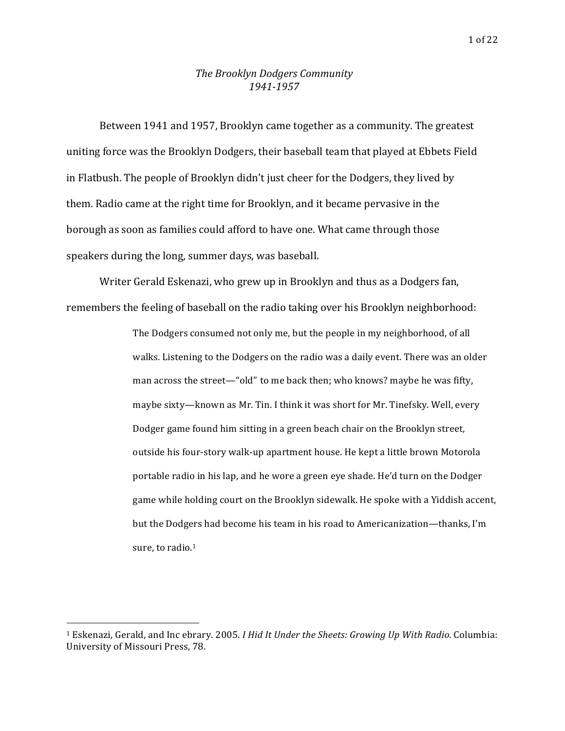*The Brooklyn Dodgers Community*
*1941-1957*

Between 1941 and 1957, Brooklyn came together as a community. The greatest uniting force was the Brooklyn Dodgers, their baseball team that played at Ebbets Field in Flatbush. The people of Brooklyn didn't just cheer for the Dodgers, they lived by them. Radio came at the right time for Brooklyn, and it became pervasive in the borough as soon as families could afford to have one. What came through those speakers during the long, summer days, was baseball.

Writer Gerald Eskenazi, who grew up in Brooklyn and thus as a Dodgers fan, remembers the feeling of baseball on the radio taking over his Brooklyn neighborhood:

> The Dodgers consumed not only me, but the people in my neighborhood, of all walks. Listening to the Dodgers on the radio was a daily event. There was an older man across the street—"old" to me back then; who knows? maybe he was fifty, maybe sixty—known as Mr. Tin. I think it was short for Mr. Tinefsky. Well, every Dodger game found him sitting in a green beach chair on the Brooklyn street, outside his four-story walk-up apartment house. He kept a little brown Motorola portable radio in his lap, and he wore a green eye shade. He'd turn on the Dodger game while holding court on the Brooklyn sidewalk. He spoke with a Yiddish accent, but the Dodgers had become his team in his road to Americanization—thanks, I'm sure, to radio.[1]

---

[1] Eskenazi, Gerald, and Inc ebrary. 2005. *I Hid It Under the Sheets: Growing Up With Radio*. Columbia: University of Missouri Press, 78.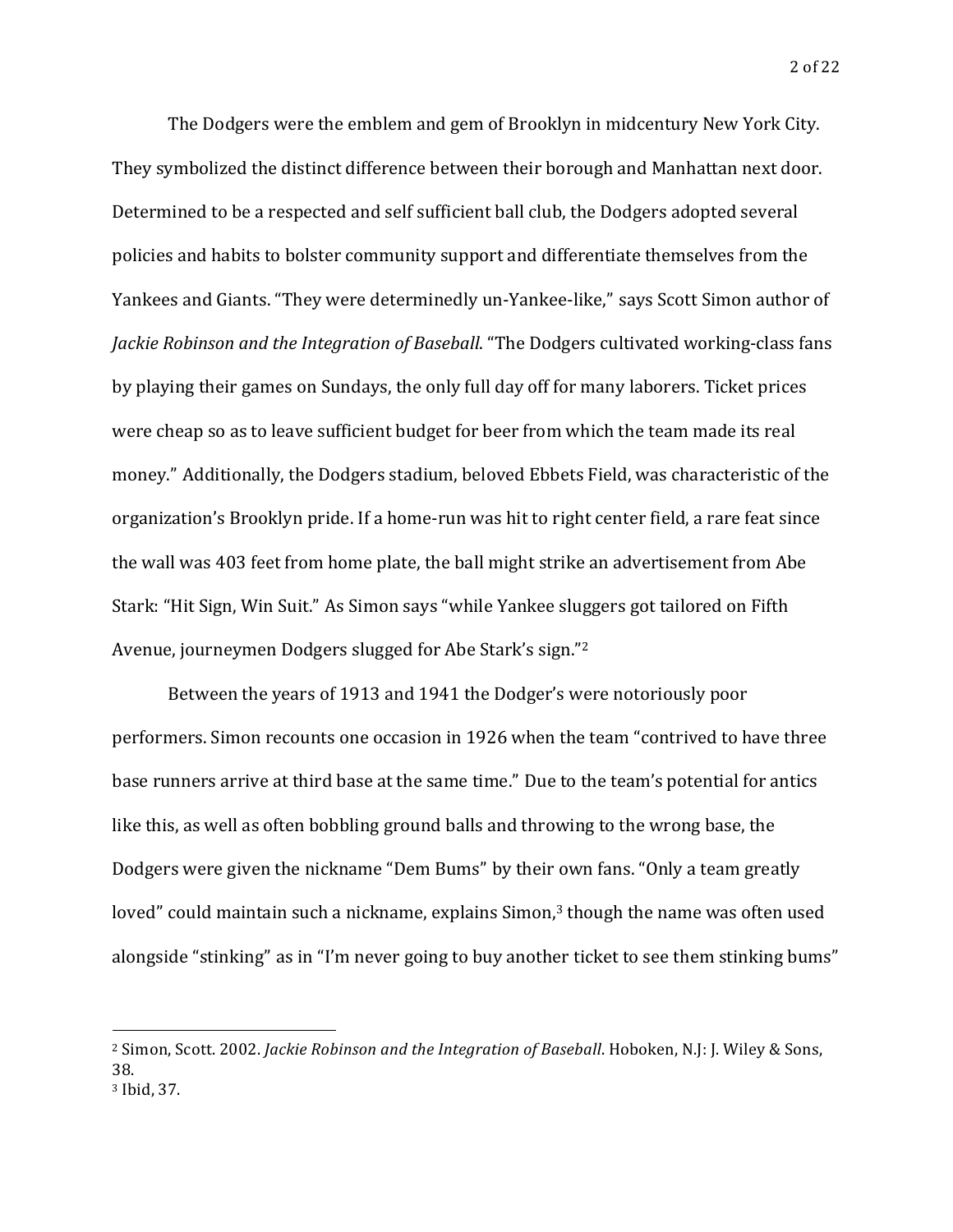The Dodgers were the emblem and gem of Brooklyn in midcentury New York City. They symbolized the distinct difference between their borough and Manhattan next door. Determined to be a respected and self sufficient ball club, the Dodgers adopted several policies and habits to bolster community support and differentiate themselves from the Yankees and Giants. "They were determinedly un-Yankee-like," says Scott Simon author of *Jackie Robinson and the Integration of Baseball*. "The Dodgers cultivated working-class fans by playing their games on Sundays, the only full day off for many laborers. Ticket prices were cheap so as to leave sufficient budget for beer from which the team made its real money." Additionally, the Dodgers stadium, beloved Ebbets Field, was characteristic of the organization's Brooklyn pride. If a home-run was hit to right center field, a rare feat since the wall was 403 feet from home plate, the ball might strike an advertisement from Abe Stark: "Hit Sign, Win Suit." As Simon says "while Yankee sluggers got tailored on Fifth Avenue, journeymen Dodgers slugged for Abe Stark's sign."[2]

Between the years of 1913 and 1941 the Dodger's were notoriously poor performers. Simon recounts one occasion in 1926 when the team "contrived to have three base runners arrive at third base at the same time." Due to the team's potential for antics like this, as well as often bobbling ground balls and throwing to the wrong base, the Dodgers were given the nickname "Dem Bums" by their own fans. "Only a team greatly loved" could maintain such a nickname, explains Simon,[3] though the name was often used alongside "stinking" as in "I'm never going to buy another ticket to see them stinking bums"

---

[2] Simon, Scott. 2002. *Jackie Robinson and the Integration of Baseball*. Hoboken, N.J: J. Wiley & Sons, 38.

[3] Ibid, 37.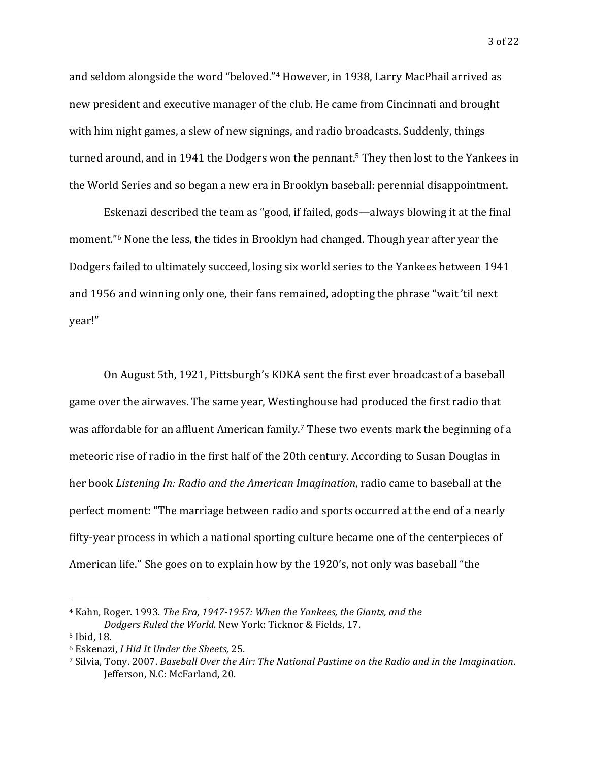and seldom alongside the word "beloved."[4] However, in 1938, Larry MacPhail arrived as new president and executive manager of the club. He came from Cincinnati and brought with him night games, a slew of new signings, and radio broadcasts. Suddenly, things turned around, and in 1941 the Dodgers won the pennant.[5] They then lost to the Yankees in the World Series and so began a new era in Brooklyn baseball: perennial disappointment.

Eskenazi described the team as "good, if failed, gods—always blowing it at the final moment."[6] None the less, the tides in Brooklyn had changed. Though year after year the Dodgers failed to ultimately succeed, losing six world series to the Yankees between 1941 and 1956 and winning only one, their fans remained, adopting the phrase "wait 'til next year!"

On August 5th, 1921, Pittsburgh's KDKA sent the first ever broadcast of a baseball game over the airwaves. The same year, Westinghouse had produced the first radio that was affordable for an affluent American family.[7] These two events mark the beginning of a meteoric rise of radio in the first half of the 20th century. According to Susan Douglas in her book *Listening In: Radio and the American Imagination*, radio came to baseball at the perfect moment: "The marriage between radio and sports occurred at the end of a nearly fifty-year process in which a national sporting culture became one of the centerpieces of American life." She goes on to explain how by the 1920's, not only was baseball "the

---

[4] Kahn, Roger. 1993. *The Era, 1947-1957: When the Yankees, the Giants, and the Dodgers Ruled the World*. New York: Ticknor & Fields, 17.

[5] Ibid, 18.

[6] Eskenazi, *I Hid It Under the Sheets,* 25.

[7] Silvia, Tony. 2007. *Baseball Over the Air: The National Pastime on the Radio and in the Imagination*. Jefferson, N.C: McFarland, 20.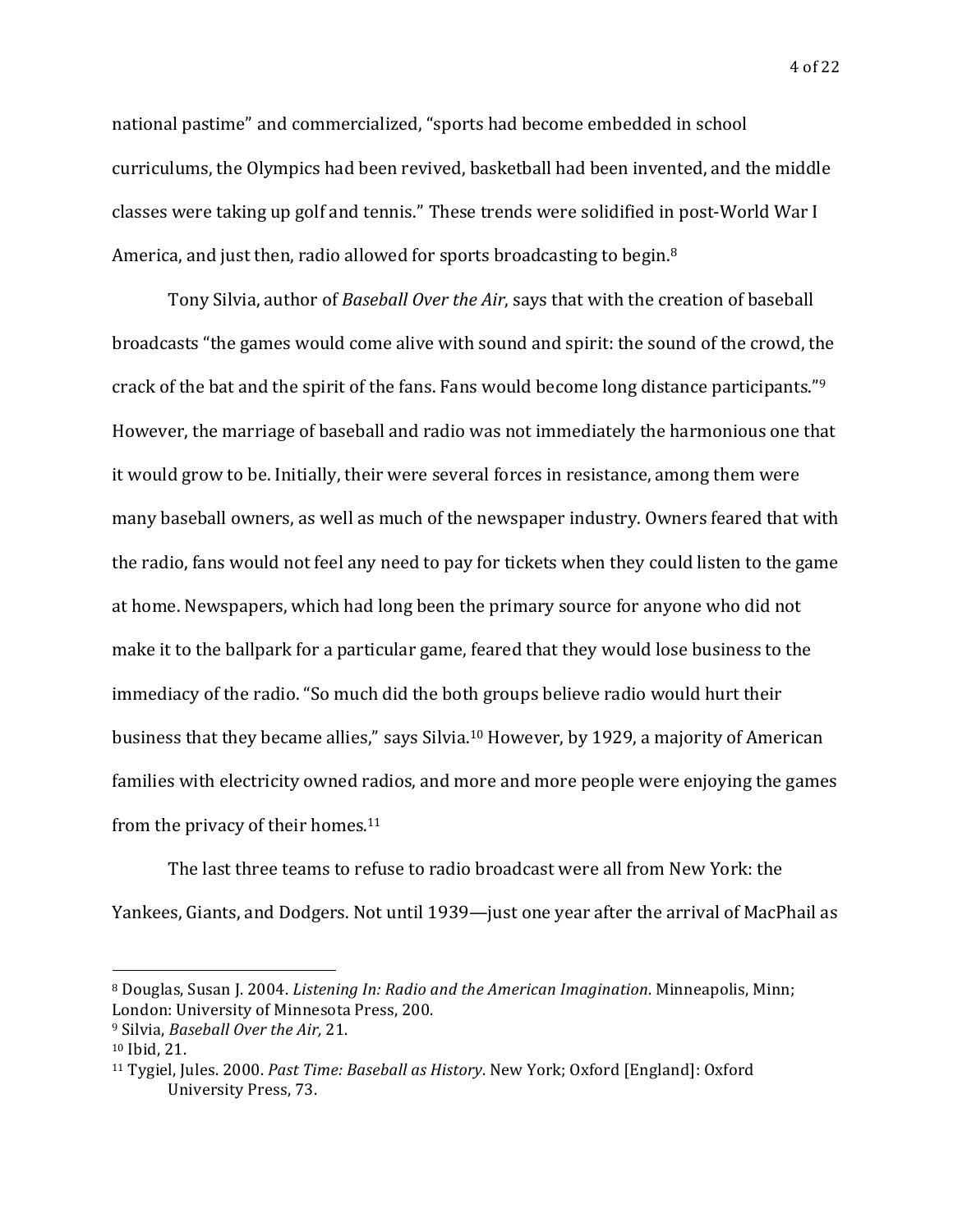national pastime" and commercialized, "sports had become embedded in school curriculums, the Olympics had been revived, basketball had been invented, and the middle classes were taking up golf and tennis." These trends were solidified in post-World War I America, and just then, radio allowed for sports broadcasting to begin.[8]

Tony Silvia, author of *Baseball Over the Air*, says that with the creation of baseball broadcasts "the games would come alive with sound and spirit: the sound of the crowd, the crack of the bat and the spirit of the fans. Fans would become long distance participants."[9] However, the marriage of baseball and radio was not immediately the harmonious one that it would grow to be. Initially, their were several forces in resistance, among them were many baseball owners, as well as much of the newspaper industry. Owners feared that with the radio, fans would not feel any need to pay for tickets when they could listen to the game at home. Newspapers, which had long been the primary source for anyone who did not make it to the ballpark for a particular game, feared that they would lose business to the immediacy of the radio. "So much did the both groups believe radio would hurt their business that they became allies," says Silvia.[10] However, by 1929, a majority of American families with electricity owned radios, and more and more people were enjoying the games from the privacy of their homes.[11]

The last three teams to refuse to radio broadcast were all from New York: the Yankees, Giants, and Dodgers. Not until 1939—just one year after the arrival of MacPhail as

---

[8] Douglas, Susan J. 2004. *Listening In: Radio and the American Imagination*. Minneapolis, Minn; London: University of Minnesota Press, 200.

[9] Silvia, *Baseball Over the Air,* 21.

[10] Ibid, 21.

[11] Tygiel, Jules. 2000. *Past Time: Baseball as History*. New York; Oxford [England]: Oxford University Press, 73.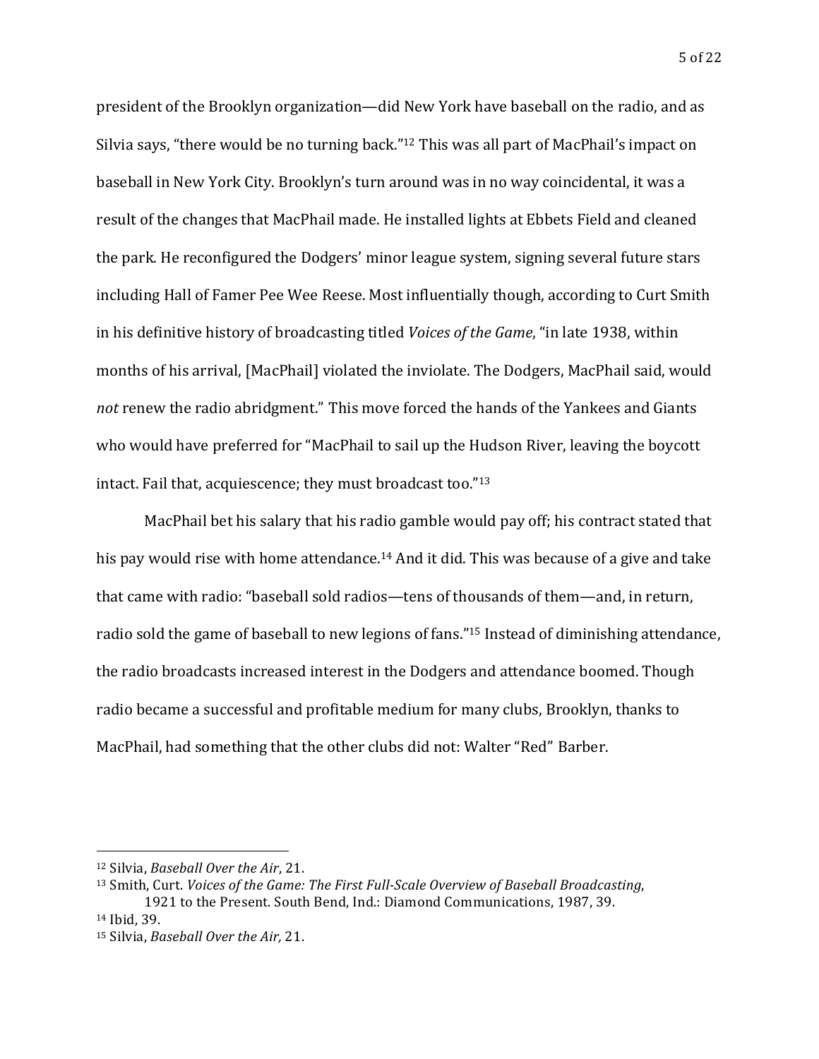president of the Brooklyn organization—did New York have baseball on the radio, and as Silvia says, "there would be no turning back."[12] This was all part of MacPhail's impact on baseball in New York City. Brooklyn's turn around was in no way coincidental, it was a result of the changes that MacPhail made. He installed lights at Ebbets Field and cleaned the park. He reconfigured the Dodgers' minor league system, signing several future stars including Hall of Famer Pee Wee Reese. Most influentially though, according to Curt Smith in his definitive history of broadcasting titled *Voices of the Game*, "in late 1938, within months of his arrival, [MacPhail] violated the inviolate. The Dodgers, MacPhail said, would *not* renew the radio abridgment." This move forced the hands of the Yankees and Giants who would have preferred for "MacPhail to sail up the Hudson River, leaving the boycott intact. Fail that, acquiescence; they must broadcast too."[13]

MacPhail bet his salary that his radio gamble would pay off; his contract stated that his pay would rise with home attendance.[14] And it did. This was because of a give and take that came with radio: "baseball sold radios—tens of thousands of them—and, in return, radio sold the game of baseball to new legions of fans."[15] Instead of diminishing attendance, the radio broadcasts increased interest in the Dodgers and attendance boomed. Though radio became a successful and profitable medium for many clubs, Brooklyn, thanks to MacPhail, had something that the other clubs did not: Walter "Red" Barber.

---

[12] Silvia, *Baseball Over the Air*, 21.

[13] Smith, Curt. *Voices of the Game: The First Full-Scale Overview of Baseball Broadcasting*, 1921 to the Present. South Bend, Ind.: Diamond Communications, 1987, 39.

[14] Ibid, 39.

[15] Silvia, *Baseball Over the Air,* 21.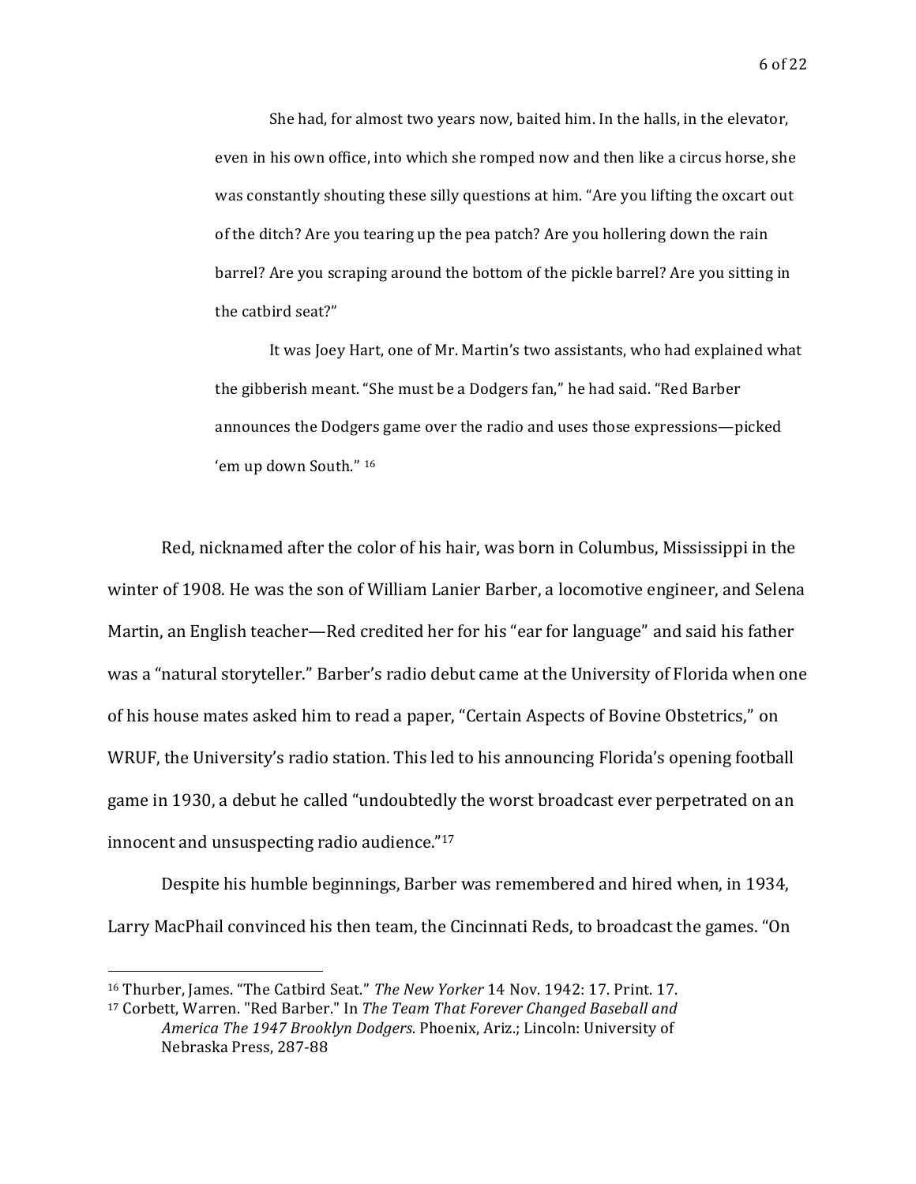> She had, for almost two years now, baited him. In the halls, in the elevator, even in his own office, into which she romped now and then like a circus horse, she was constantly shouting these silly questions at him. "Are you lifting the oxcart out of the ditch? Are you tearing up the pea patch? Are you hollering down the rain barrel? Are you scraping around the bottom of the pickle barrel? Are you sitting in the catbird seat?"
>
> It was Joey Hart, one of Mr. Martin's two assistants, who had explained what the gibberish meant. "She must be a Dodgers fan," he had said. "Red Barber announces the Dodgers game over the radio and uses those expressions—picked 'em up down South." [16]

Red, nicknamed after the color of his hair, was born in Columbus, Mississippi in the winter of 1908. He was the son of William Lanier Barber, a locomotive engineer, and Selena Martin, an English teacher—Red credited her for his "ear for language" and said his father was a "natural storyteller." Barber's radio debut came at the University of Florida when one of his house mates asked him to read a paper, "Certain Aspects of Bovine Obstetrics," on WRUF, the University's radio station. This led to his announcing Florida's opening football game in 1930, a debut he called "undoubtedly the worst broadcast ever perpetrated on an innocent and unsuspecting radio audience."[17]

Despite his humble beginnings, Barber was remembered and hired when, in 1934, Larry MacPhail convinced his then team, the Cincinnati Reds, to broadcast the games. "On

---

[16] Thurber, James. "The Catbird Seat." *The New Yorker* 14 Nov. 1942: 17. Print. 17.

[17] Corbett, Warren. "Red Barber." In *The Team That Forever Changed Baseball and America The 1947 Brooklyn Dodgers*. Phoenix, Ariz.; Lincoln: University of Nebraska Press, 287-88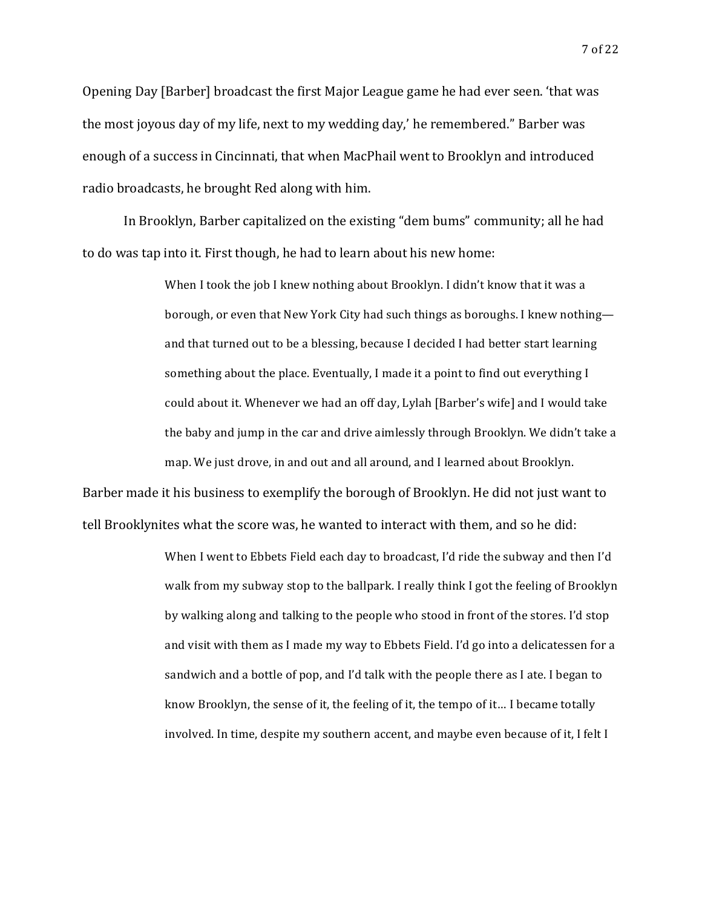Opening Day [Barber] broadcast the first Major League game he had ever seen. 'that was the most joyous day of my life, next to my wedding day,' he remembered." Barber was enough of a success in Cincinnati, that when MacPhail went to Brooklyn and introduced radio broadcasts, he brought Red along with him.

In Brooklyn, Barber capitalized on the existing "dem bums" community; all he had to do was tap into it. First though, he had to learn about his new home:

> When I took the job I knew nothing about Brooklyn. I didn't know that it was a borough, or even that New York City had such things as boroughs. I knew nothing—and that turned out to be a blessing, because I decided I had better start learning something about the place. Eventually, I made it a point to find out everything I could about it. Whenever we had an off day, Lylah [Barber's wife] and I would take the baby and jump in the car and drive aimlessly through Brooklyn. We didn't take a map. We just drove, in and out and all around, and I learned about Brooklyn.

Barber made it his business to exemplify the borough of Brooklyn. He did not just want to tell Brooklynites what the score was, he wanted to interact with them, and so he did:

> When I went to Ebbets Field each day to broadcast, I'd ride the subway and then I'd walk from my subway stop to the ballpark. I really think I got the feeling of Brooklyn by walking along and talking to the people who stood in front of the stores. I'd stop and visit with them as I made my way to Ebbets Field. I'd go into a delicatessen for a sandwich and a bottle of pop, and I'd talk with the people there as I ate. I began to know Brooklyn, the sense of it, the feeling of it, the tempo of it… I became totally involved. In time, despite my southern accent, and maybe even because of it, I felt I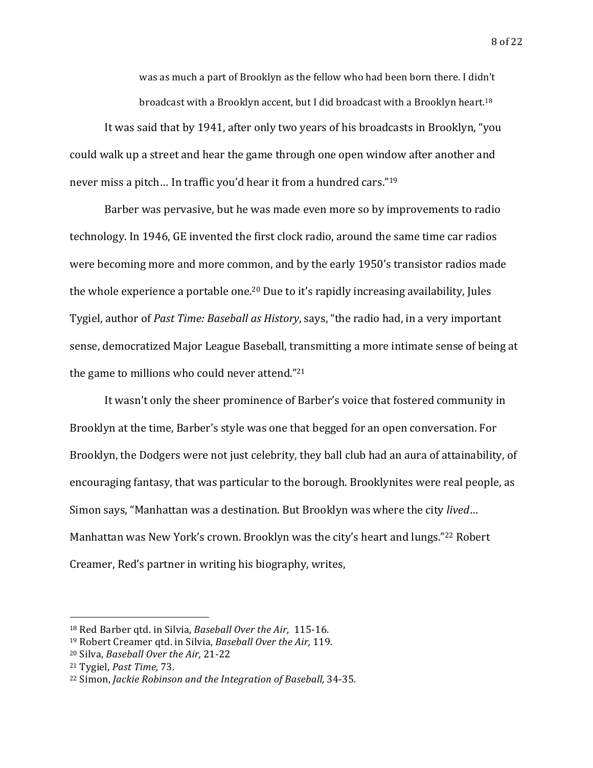> was as much a part of Brooklyn as the fellow who had been born there. I didn't broadcast with a Brooklyn accent, but I did broadcast with a Brooklyn heart.[18]

It was said that by 1941, after only two years of his broadcasts in Brooklyn, "you could walk up a street and hear the game through one open window after another and never miss a pitch… In traffic you'd hear it from a hundred cars."[19]

Barber was pervasive, but he was made even more so by improvements to radio technology. In 1946, GE invented the first clock radio, around the same time car radios were becoming more and more common, and by the early 1950's transistor radios made the whole experience a portable one.[20] Due to it's rapidly increasing availability, Jules Tygiel, author of *Past Time: Baseball as History*, says, "the radio had, in a very important sense, democratized Major League Baseball, transmitting a more intimate sense of being at the game to millions who could never attend."[21]

It wasn't only the sheer prominence of Barber's voice that fostered community in Brooklyn at the time, Barber's style was one that begged for an open conversation. For Brooklyn, the Dodgers were not just celebrity, they ball club had an aura of attainability, of encouraging fantasy, that was particular to the borough. Brooklynites were real people, as Simon says, "Manhattan was a destination. But Brooklyn was where the city *lived*… Manhattan was New York's crown. Brooklyn was the city's heart and lungs."[22] Robert Creamer, Red's partner in writing his biography, writes,

---

[18] Red Barber qtd. in Silvia, *Baseball Over the Air*, 115-16.

[19] Robert Creamer qtd. in Silvia, *Baseball Over the Air,* 119.

[20] Silva, *Baseball Over the Air,* 21-22

[21] Tygiel, *Past Time,* 73.

[22] Simon, *Jackie Robinson and the Integration of Baseball,* 34-35.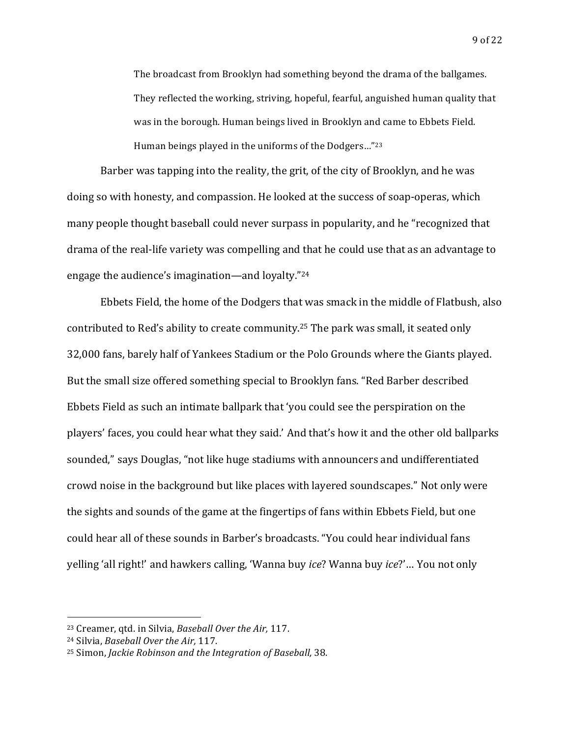> The broadcast from Brooklyn had something beyond the drama of the ballgames. They reflected the working, striving, hopeful, fearful, anguished human quality that was in the borough. Human beings lived in Brooklyn and came to Ebbets Field. Human beings played in the uniforms of the Dodgers…"[23]

Barber was tapping into the reality, the grit, of the city of Brooklyn, and he was doing so with honesty, and compassion. He looked at the success of soap-operas, which many people thought baseball could never surpass in popularity, and he "recognized that drama of the real-life variety was compelling and that he could use that as an advantage to engage the audience's imagination—and loyalty."[24]

Ebbets Field, the home of the Dodgers that was smack in the middle of Flatbush, also contributed to Red's ability to create community.[25] The park was small, it seated only 32,000 fans, barely half of Yankees Stadium or the Polo Grounds where the Giants played. But the small size offered something special to Brooklyn fans. "Red Barber described Ebbets Field as such an intimate ballpark that 'you could see the perspiration on the players' faces, you could hear what they said.' And that's how it and the other old ballparks sounded," says Douglas, "not like huge stadiums with announcers and undifferentiated crowd noise in the background but like places with layered soundscapes." Not only were the sights and sounds of the game at the fingertips of fans within Ebbets Field, but one could hear all of these sounds in Barber's broadcasts. "You could hear individual fans yelling 'all right!' and hawkers calling, 'Wanna buy *ice*? Wanna buy *ice*?'… You not only

---

[23] Creamer, qtd. in Silvia, *Baseball Over the Air,* 117.

[24] Silvia, *Baseball Over the Air,* 117.

[25] Simon, *Jackie Robinson and the Integration of Baseball,* 38.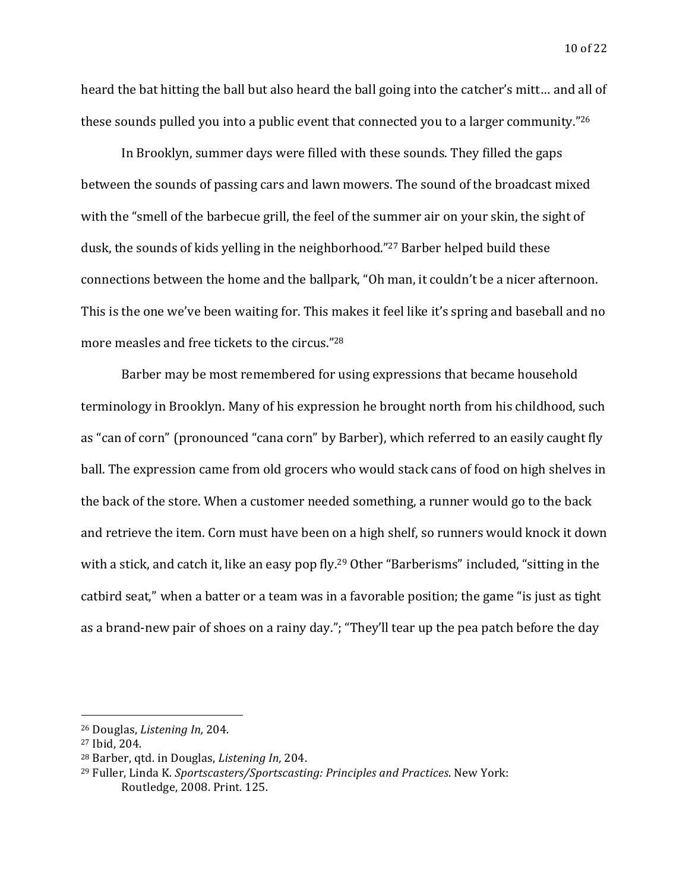heard the bat hitting the ball but also heard the ball going into the catcher's mitt… and all of these sounds pulled you into a public event that connected you to a larger community."[26]

In Brooklyn, summer days were filled with these sounds. They filled the gaps between the sounds of passing cars and lawn mowers. The sound of the broadcast mixed with the "smell of the barbecue grill, the feel of the summer air on your skin, the sight of dusk, the sounds of kids yelling in the neighborhood."[27] Barber helped build these connections between the home and the ballpark, "Oh man, it couldn't be a nicer afternoon. This is the one we've been waiting for. This makes it feel like it's spring and baseball and no more measles and free tickets to the circus."[28]

Barber may be most remembered for using expressions that became household terminology in Brooklyn. Many of his expression he brought north from his childhood, such as "can of corn" (pronounced "cana corn" by Barber), which referred to an easily caught fly ball. The expression came from old grocers who would stack cans of food on high shelves in the back of the store. When a customer needed something, a runner would go to the back and retrieve the item. Corn must have been on a high shelf, so runners would knock it down with a stick, and catch it, like an easy pop fly.[29] Other "Barberisms" included, "sitting in the catbird seat," when a batter or a team was in a favorable position; the game "is just as tight as a brand-new pair of shoes on a rainy day."; "They'll tear up the pea patch before the day

---

[26] Douglas, *Listening In,* 204.

[27] Ibid, 204.

[28] Barber, qtd. in Douglas, *Listening In,* 204.

[29] Fuller, Linda K. *Sportscasters/Sportscasting: Principles and Practices*. New York: Routledge, 2008. Print. 125.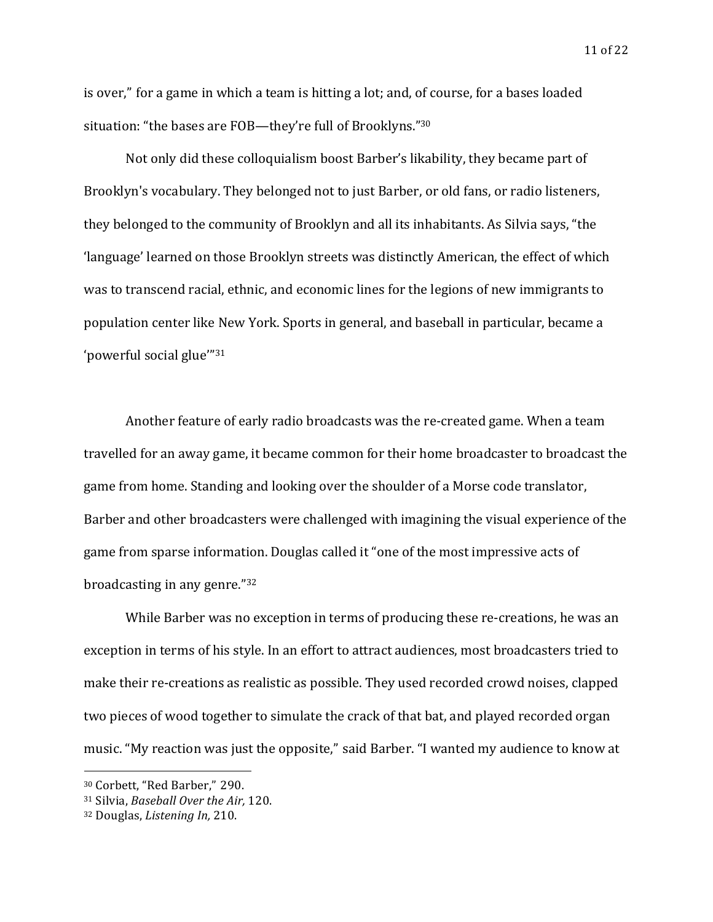is over," for a game in which a team is hitting a lot; and, of course, for a bases loaded situation: "the bases are FOB—they're full of Brooklyns."[30]

Not only did these colloquialism boost Barber's likability, they became part of Brooklyn's vocabulary. They belonged not to just Barber, or old fans, or radio listeners, they belonged to the community of Brooklyn and all its inhabitants. As Silvia says, "the 'language' learned on those Brooklyn streets was distinctly American, the effect of which was to transcend racial, ethnic, and economic lines for the legions of new immigrants to population center like New York. Sports in general, and baseball in particular, became a 'powerful social glue'"[31]

Another feature of early radio broadcasts was the re-created game. When a team travelled for an away game, it became common for their home broadcaster to broadcast the game from home. Standing and looking over the shoulder of a Morse code translator, Barber and other broadcasters were challenged with imagining the visual experience of the game from sparse information. Douglas called it "one of the most impressive acts of broadcasting in any genre."[32]

While Barber was no exception in terms of producing these re-creations, he was an exception in terms of his style. In an effort to attract audiences, most broadcasters tried to make their re-creations as realistic as possible. They used recorded crowd noises, clapped two pieces of wood together to simulate the crack of that bat, and played recorded organ music. "My reaction was just the opposite," said Barber. "I wanted my audience to know at

---

[30] Corbett, "Red Barber," 290.

[31] Silvia, *Baseball Over the Air,* 120.

[32] Douglas, *Listening In,* 210.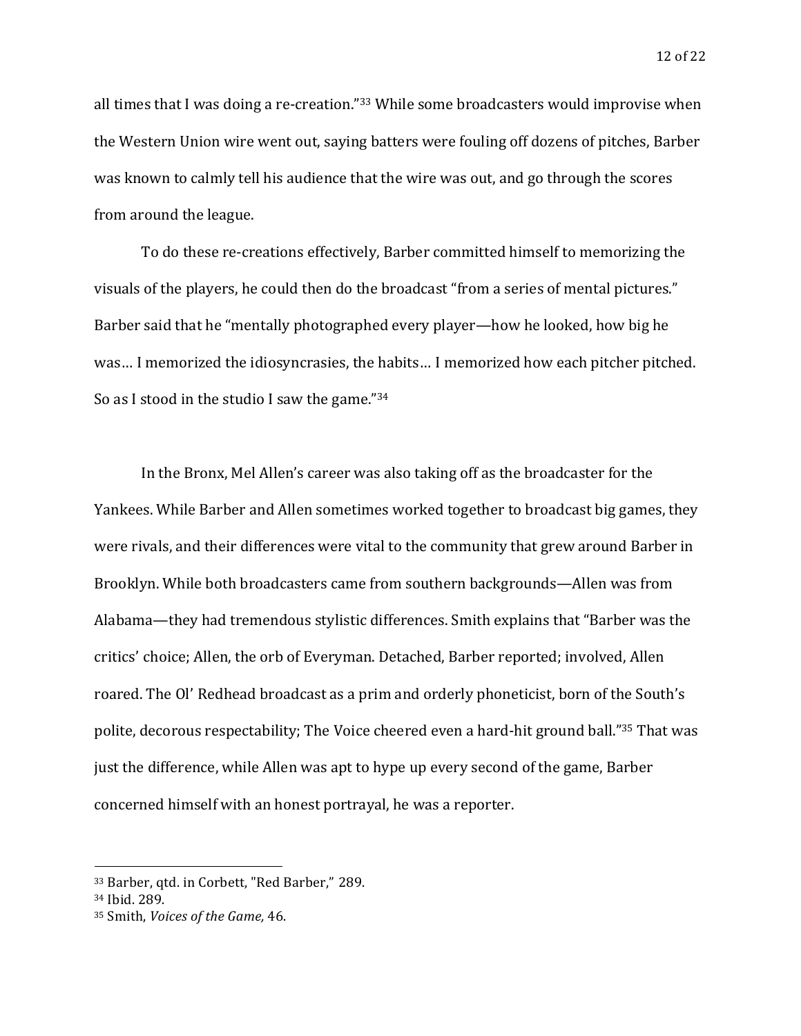all times that I was doing a re-creation."[33] While some broadcasters would improvise when the Western Union wire went out, saying batters were fouling off dozens of pitches, Barber was known to calmly tell his audience that the wire was out, and go through the scores from around the league.

To do these re-creations effectively, Barber committed himself to memorizing the visuals of the players, he could then do the broadcast "from a series of mental pictures." Barber said that he "mentally photographed every player—how he looked, how big he was… I memorized the idiosyncrasies, the habits… I memorized how each pitcher pitched. So as I stood in the studio I saw the game."[34]

In the Bronx, Mel Allen's career was also taking off as the broadcaster for the Yankees. While Barber and Allen sometimes worked together to broadcast big games, they were rivals, and their differences were vital to the community that grew around Barber in Brooklyn. While both broadcasters came from southern backgrounds—Allen was from Alabama—they had tremendous stylistic differences. Smith explains that "Barber was the critics' choice; Allen, the orb of Everyman. Detached, Barber reported; involved, Allen roared. The Ol' Redhead broadcast as a prim and orderly phoneticist, born of the South's polite, decorous respectability; The Voice cheered even a hard-hit ground ball."[35] That was just the difference, while Allen was apt to hype up every second of the game, Barber concerned himself with an honest portrayal, he was a reporter.

---

[33] Barber, qtd. in Corbett, "Red Barber," 289.
[34] Ibid. 289.
[35] Smith, *Voices of the Game,* 46.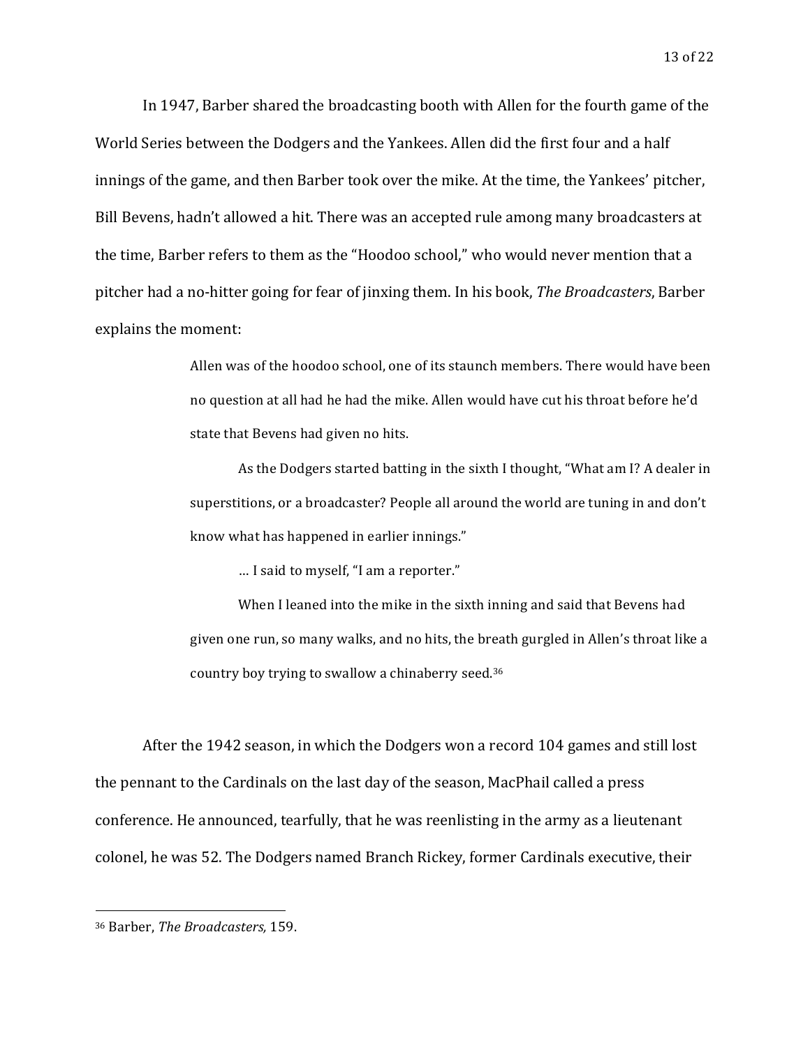In 1947, Barber shared the broadcasting booth with Allen for the fourth game of the World Series between the Dodgers and the Yankees. Allen did the first four and a half innings of the game, and then Barber took over the mike. At the time, the Yankees' pitcher, Bill Bevens, hadn't allowed a hit. There was an accepted rule among many broadcasters at the time, Barber refers to them as the "Hoodoo school," who would never mention that a pitcher had a no-hitter going for fear of jinxing them. In his book, *The Broadcasters*, Barber explains the moment:

> Allen was of the hoodoo school, one of its staunch members. There would have been no question at all had he had the mike. Allen would have cut his throat before he'd state that Bevens had given no hits.
>
> As the Dodgers started batting in the sixth I thought, "What am I? A dealer in superstitions, or a broadcaster? People all around the world are tuning in and don't know what has happened in earlier innings."
>
> … I said to myself, "I am a reporter."
>
> When I leaned into the mike in the sixth inning and said that Bevens had given one run, so many walks, and no hits, the breath gurgled in Allen's throat like a country boy trying to swallow a chinaberry seed.[36]

After the 1942 season, in which the Dodgers won a record 104 games and still lost the pennant to the Cardinals on the last day of the season, MacPhail called a press conference. He announced, tearfully, that he was reenlisting in the army as a lieutenant colonel, he was 52. The Dodgers named Branch Rickey, former Cardinals executive, their

[36] Barber, *The Broadcasters,* 159.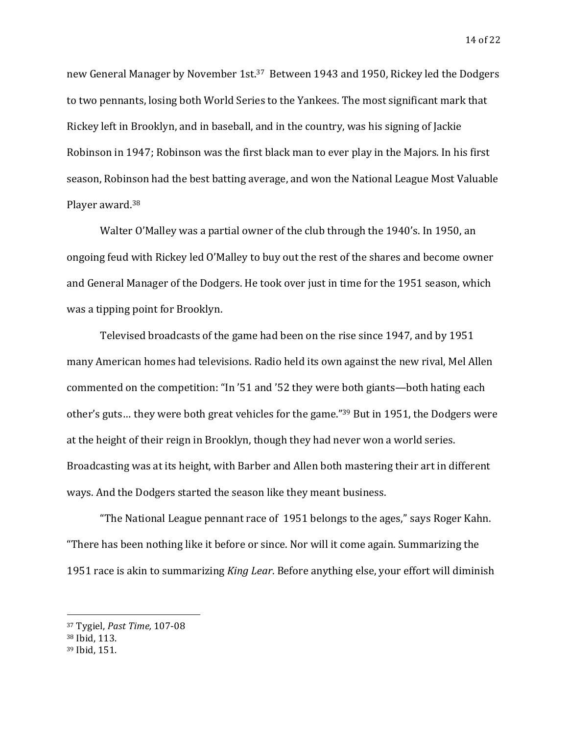new General Manager by November 1st.[37] Between 1943 and 1950, Rickey led the Dodgers to two pennants, losing both World Series to the Yankees. The most significant mark that Rickey left in Brooklyn, and in baseball, and in the country, was his signing of Jackie Robinson in 1947; Robinson was the first black man to ever play in the Majors. In his first season, Robinson had the best batting average, and won the National League Most Valuable Player award.[38]

Walter O'Malley was a partial owner of the club through the 1940's. In 1950, an ongoing feud with Rickey led O'Malley to buy out the rest of the shares and become owner and General Manager of the Dodgers. He took over just in time for the 1951 season, which was a tipping point for Brooklyn.

Televised broadcasts of the game had been on the rise since 1947, and by 1951 many American homes had televisions. Radio held its own against the new rival, Mel Allen commented on the competition: "In '51 and '52 they were both giants—both hating each other's guts… they were both great vehicles for the game."[39] But in 1951, the Dodgers were at the height of their reign in Brooklyn, though they had never won a world series. Broadcasting was at its height, with Barber and Allen both mastering their art in different ways. And the Dodgers started the season like they meant business.

"The National League pennant race of 1951 belongs to the ages," says Roger Kahn. "There has been nothing like it before or since. Nor will it come again. Summarizing the 1951 race is akin to summarizing *King Lear*. Before anything else, your effort will diminish

---

[37] Tygiel, *Past Time,* 107-08

[38] Ibid, 113.

[39] Ibid, 151.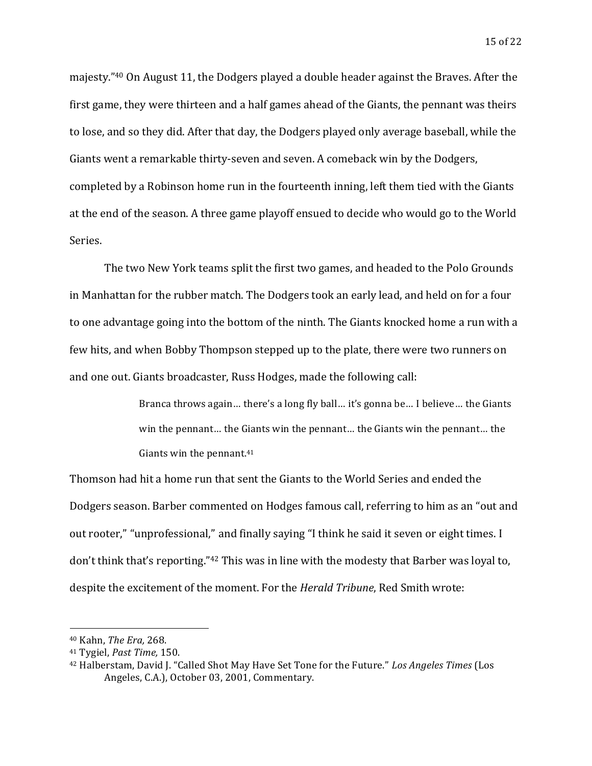majesty."[40] On August 11, the Dodgers played a double header against the Braves. After the first game, they were thirteen and a half games ahead of the Giants, the pennant was theirs to lose, and so they did. After that day, the Dodgers played only average baseball, while the Giants went a remarkable thirty-seven and seven. A comeback win by the Dodgers, completed by a Robinson home run in the fourteenth inning, left them tied with the Giants at the end of the season. A three game playoff ensued to decide who would go to the World Series.

The two New York teams split the first two games, and headed to the Polo Grounds in Manhattan for the rubber match. The Dodgers took an early lead, and held on for a four to one advantage going into the bottom of the ninth. The Giants knocked home a run with a few hits, and when Bobby Thompson stepped up to the plate, there were two runners on and one out. Giants broadcaster, Russ Hodges, made the following call:

> Branca throws again… there's a long fly ball… it's gonna be… I believe… the Giants win the pennant… the Giants win the pennant… the Giants win the pennant… the Giants win the pennant.[41]

Thomson had hit a home run that sent the Giants to the World Series and ended the Dodgers season. Barber commented on Hodges famous call, referring to him as an "out and out rooter," "unprofessional," and finally saying "I think he said it seven or eight times. I don't think that's reporting."[42] This was in line with the modesty that Barber was loyal to, despite the excitement of the moment. For the *Herald Tribune*, Red Smith wrote:

---

[40] Kahn, *The Era,* 268.

[41] Tygiel, *Past Time,* 150.

[42] Halberstam, David J. "Called Shot May Have Set Tone for the Future." *Los Angeles Times* (Los Angeles, C.A.), October 03, 2001, Commentary.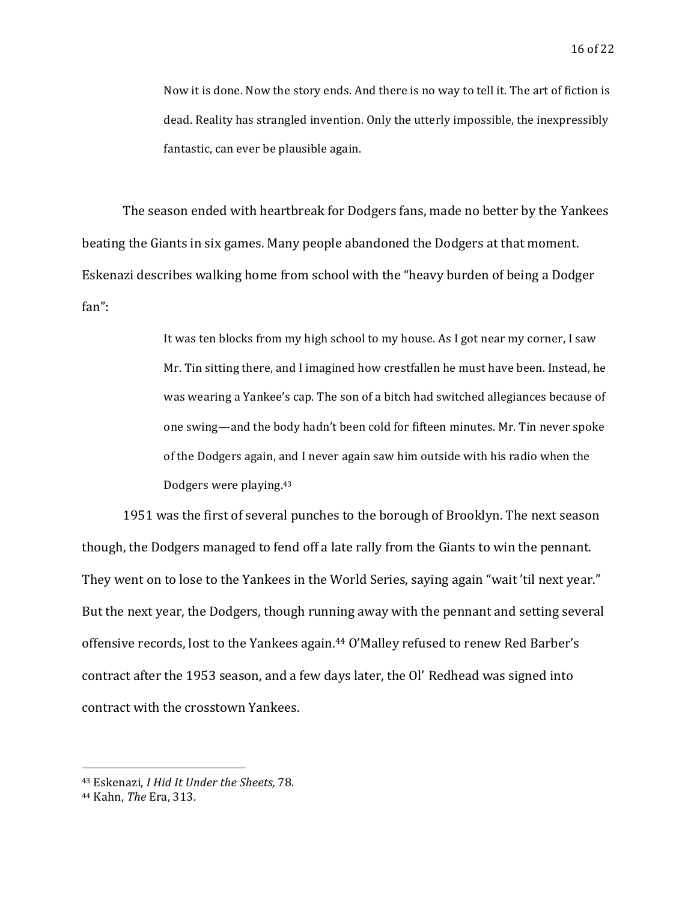> Now it is done. Now the story ends. And there is no way to tell it. The art of fiction is dead. Reality has strangled invention. Only the utterly impossible, the inexpressibly fantastic, can ever be plausible again.

The season ended with heartbreak for Dodgers fans, made no better by the Yankees beating the Giants in six games. Many people abandoned the Dodgers at that moment. Eskenazi describes walking home from school with the "heavy burden of being a Dodger fan":

> It was ten blocks from my high school to my house. As I got near my corner, I saw Mr. Tin sitting there, and I imagined how crestfallen he must have been. Instead, he was wearing a Yankee's cap. The son of a bitch had switched allegiances because of one swing—and the body hadn't been cold for fifteen minutes. Mr. Tin never spoke of the Dodgers again, and I never again saw him outside with his radio when the Dodgers were playing.[43]

1951 was the first of several punches to the borough of Brooklyn. The next season though, the Dodgers managed to fend off a late rally from the Giants to win the pennant. They went on to lose to the Yankees in the World Series, saying again "wait 'til next year." But the next year, the Dodgers, though running away with the pennant and setting several offensive records, lost to the Yankees again.[44] O'Malley refused to renew Red Barber's contract after the 1953 season, and a few days later, the Ol' Redhead was signed into contract with the crosstown Yankees.

---

[43] Eskenazi, *I Hid It Under the Sheets,* 78.

[44] Kahn, *The* Era, 313.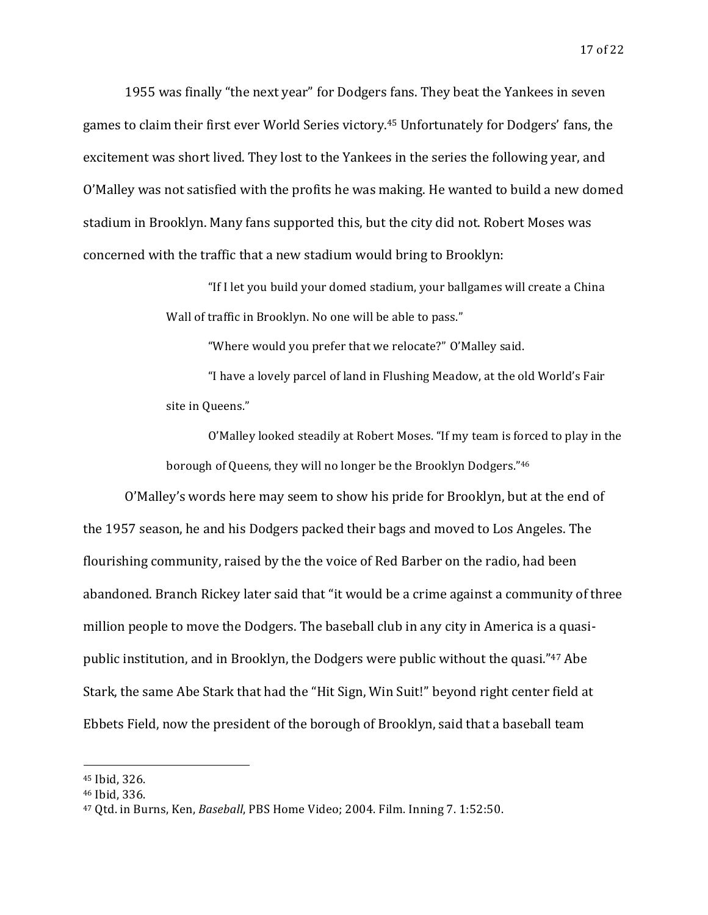1955 was finally "the next year" for Dodgers fans. They beat the Yankees in seven games to claim their first ever World Series victory.[45] Unfortunately for Dodgers' fans, the excitement was short lived. They lost to the Yankees in the series the following year, and O'Malley was not satisfied with the profits he was making. He wanted to build a new domed stadium in Brooklyn. Many fans supported this, but the city did not. Robert Moses was concerned with the traffic that a new stadium would bring to Brooklyn:

> "If I let you build your domed stadium, your ballgames will create a China Wall of traffic in Brooklyn. No one will be able to pass."
>
> "Where would you prefer that we relocate?" O'Malley said.
>
> "I have a lovely parcel of land in Flushing Meadow, at the old World's Fair site in Queens."
>
> O'Malley looked steadily at Robert Moses. "If my team is forced to play in the borough of Queens, they will no longer be the Brooklyn Dodgers."[46]

O'Malley's words here may seem to show his pride for Brooklyn, but at the end of the 1957 season, he and his Dodgers packed their bags and moved to Los Angeles. The flourishing community, raised by the the voice of Red Barber on the radio, had been abandoned. Branch Rickey later said that "it would be a crime against a community of three million people to move the Dodgers. The baseball club in any city in America is a quasi-public institution, and in Brooklyn, the Dodgers were public without the quasi."[47] Abe Stark, the same Abe Stark that had the "Hit Sign, Win Suit!" beyond right center field at Ebbets Field, now the president of the borough of Brooklyn, said that a baseball team

---

[45] Ibid, 326.

[46] Ibid, 336.

[47] Qtd. in Burns, Ken, *Baseball*, PBS Home Video; 2004. Film. Inning 7. 1:52:50.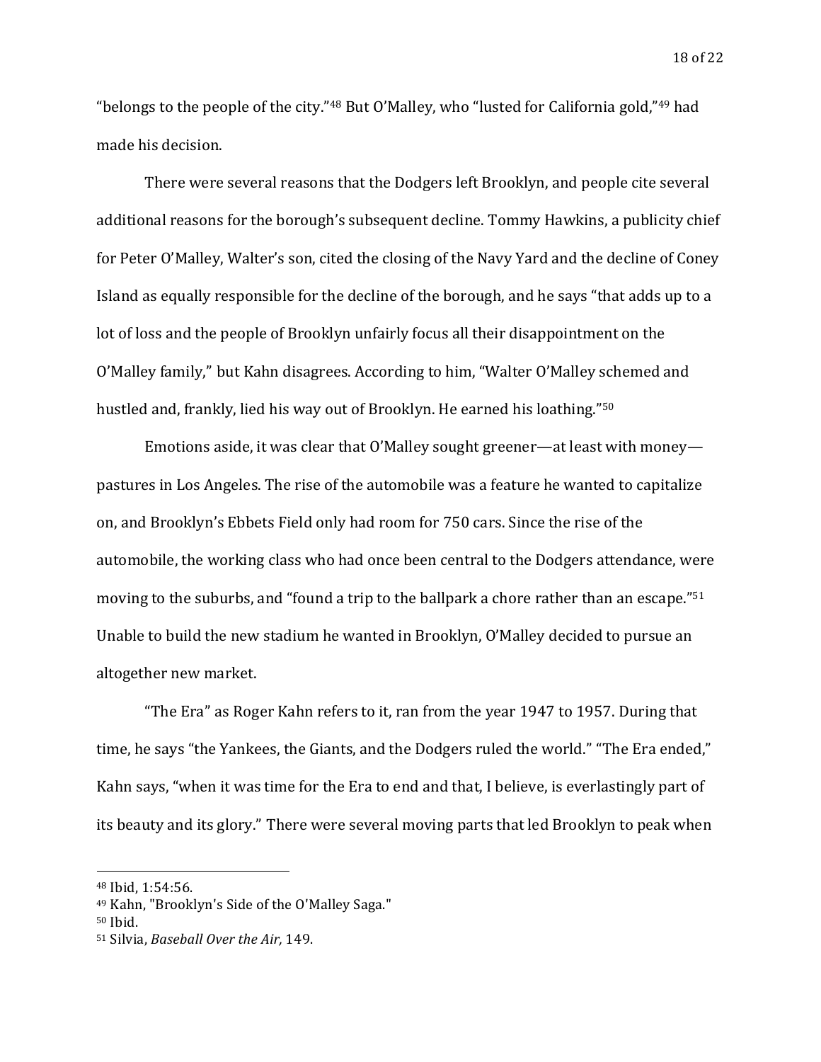"belongs to the people of the city."[48] But O'Malley, who "lusted for California gold,"[49] had made his decision.

There were several reasons that the Dodgers left Brooklyn, and people cite several additional reasons for the borough's subsequent decline. Tommy Hawkins, a publicity chief for Peter O'Malley, Walter's son, cited the closing of the Navy Yard and the decline of Coney Island as equally responsible for the decline of the borough, and he says "that adds up to a lot of loss and the people of Brooklyn unfairly focus all their disappointment on the O'Malley family," but Kahn disagrees. According to him, "Walter O'Malley schemed and hustled and, frankly, lied his way out of Brooklyn. He earned his loathing."[50]

Emotions aside, it was clear that O'Malley sought greener—at least with money—pastures in Los Angeles. The rise of the automobile was a feature he wanted to capitalize on, and Brooklyn's Ebbets Field only had room for 750 cars. Since the rise of the automobile, the working class who had once been central to the Dodgers attendance, were moving to the suburbs, and "found a trip to the ballpark a chore rather than an escape."[51] Unable to build the new stadium he wanted in Brooklyn, O'Malley decided to pursue an altogether new market.

"The Era" as Roger Kahn refers to it, ran from the year 1947 to 1957. During that time, he says "the Yankees, the Giants, and the Dodgers ruled the world." "The Era ended," Kahn says, "when it was time for the Era to end and that, I believe, is everlastingly part of its beauty and its glory." There were several moving parts that led Brooklyn to peak when

---

[48] Ibid, 1:54:56.

[49] Kahn, "Brooklyn's Side of the O'Malley Saga."

[50] Ibid.

[51] Silvia, *Baseball Over the Air,* 149.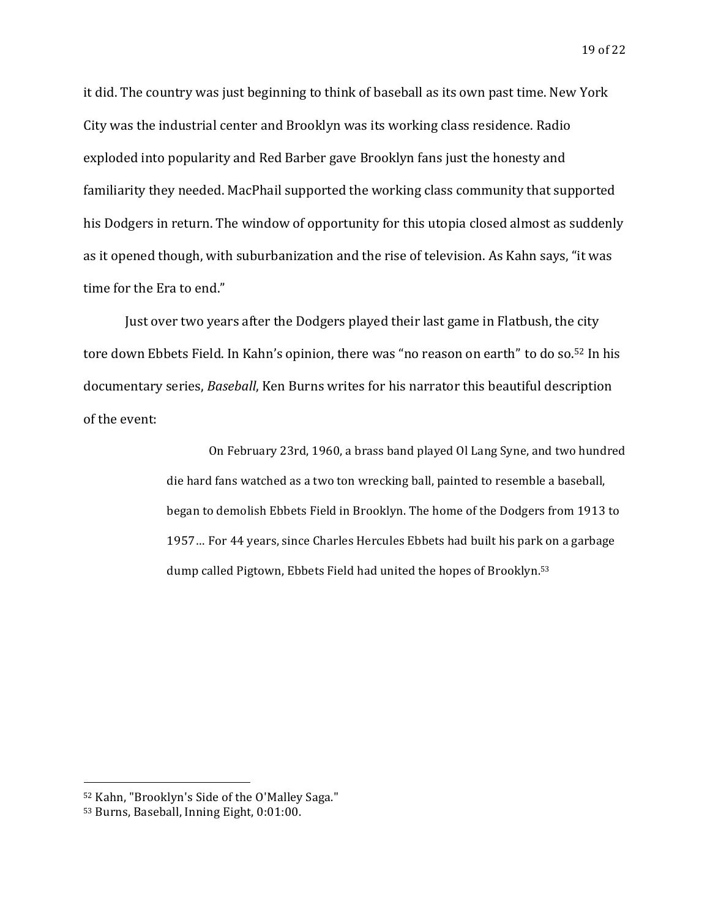it did. The country was just beginning to think of baseball as its own past time. New York City was the industrial center and Brooklyn was its working class residence. Radio exploded into popularity and Red Barber gave Brooklyn fans just the honesty and familiarity they needed. MacPhail supported the working class community that supported his Dodgers in return. The window of opportunity for this utopia closed almost as suddenly as it opened though, with suburbanization and the rise of television. As Kahn says, "it was time for the Era to end."

Just over two years after the Dodgers played their last game in Flatbush, the city tore down Ebbets Field. In Kahn's opinion, there was "no reason on earth" to do so.[52] In his documentary series, *Baseball*, Ken Burns writes for his narrator this beautiful description of the event:

> On February 23rd, 1960, a brass band played Ol Lang Syne, and two hundred die hard fans watched as a two ton wrecking ball, painted to resemble a baseball, began to demolish Ebbets Field in Brooklyn. The home of the Dodgers from 1913 to 1957… For 44 years, since Charles Hercules Ebbets had built his park on a garbage dump called Pigtown, Ebbets Field had united the hopes of Brooklyn.[53]

---

[52] Kahn, "Brooklyn's Side of the O'Malley Saga."

[53] Burns, Baseball, Inning Eight, 0:01:00.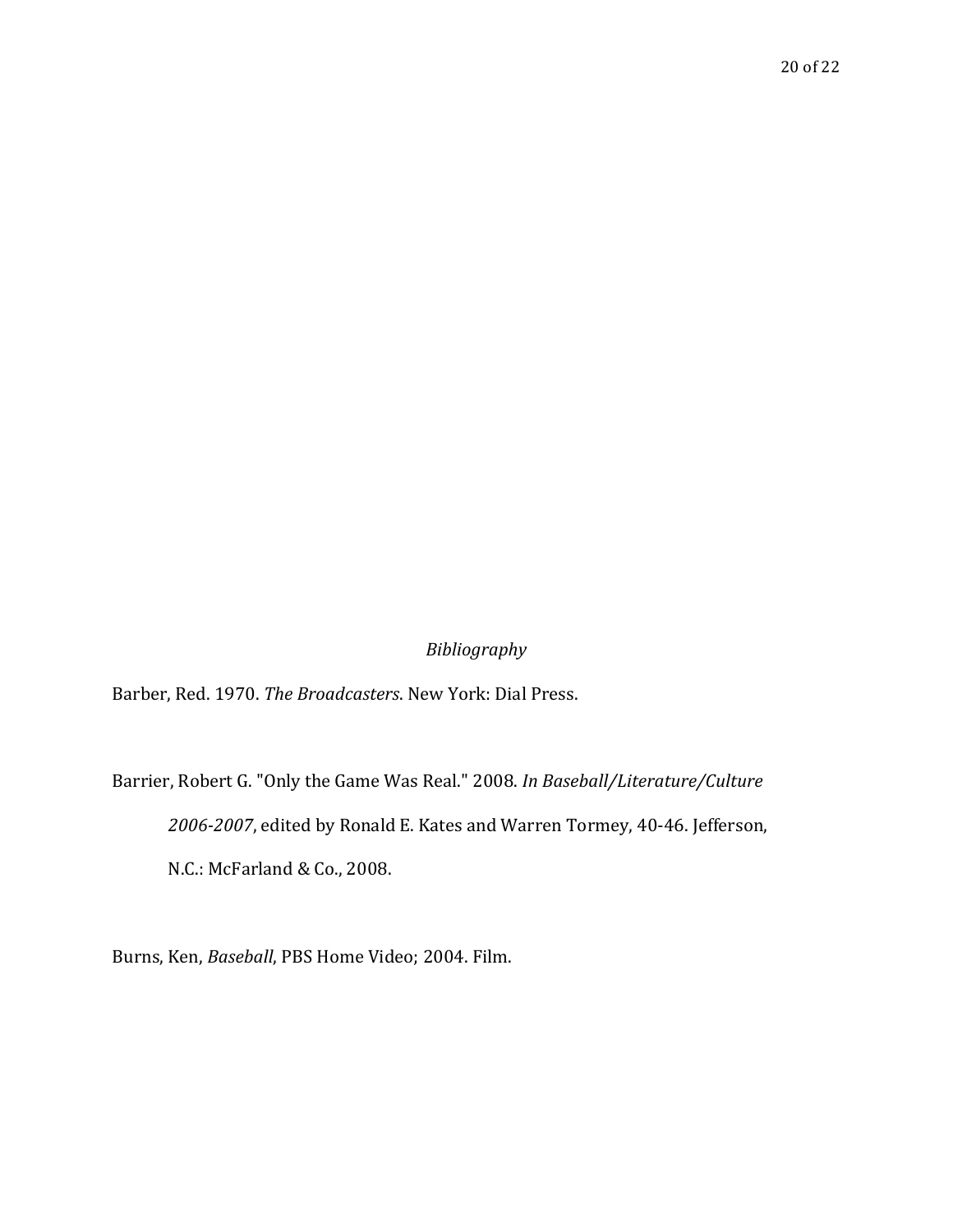*Bibliography*

Barber, Red. 1970. *The Broadcasters*. New York: Dial Press.

Barrier, Robert G. "Only the Game Was Real." 2008. *In Baseball/Literature/Culture 2006-2007*, edited by Ronald E. Kates and Warren Tormey, 40-46. Jefferson, N.C.: McFarland & Co., 2008.

Burns, Ken, *Baseball*, PBS Home Video; 2004. Film.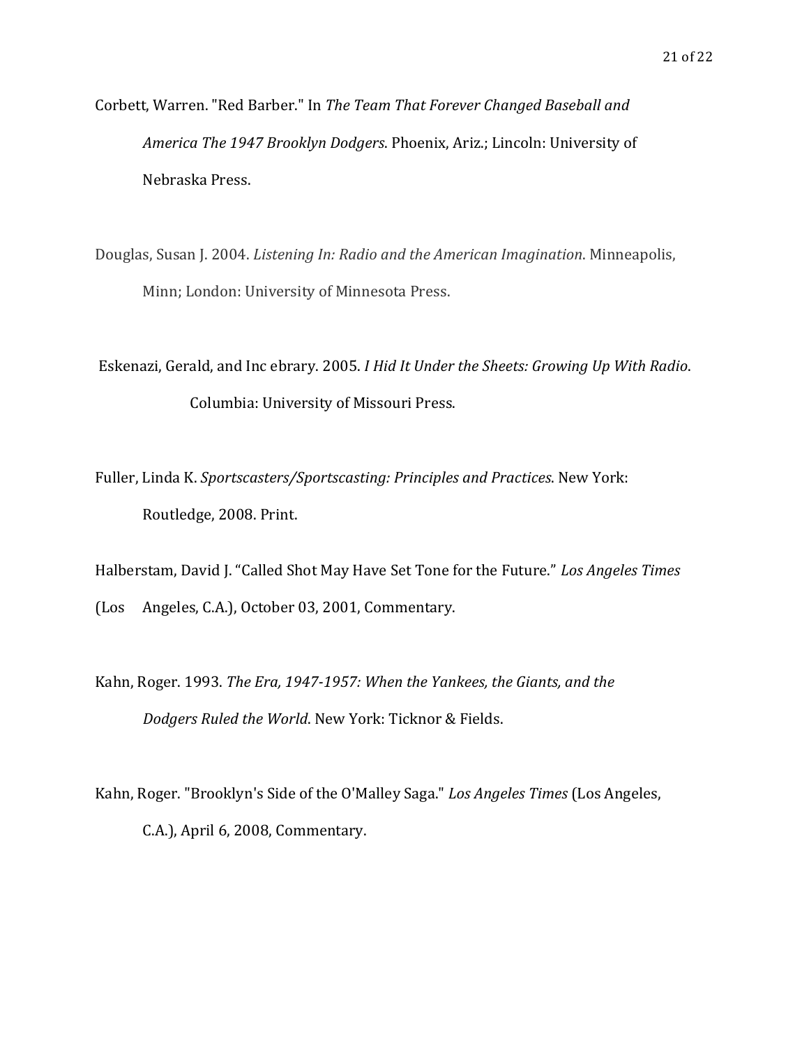Corbett, Warren. "Red Barber." In *The Team That Forever Changed Baseball and America The 1947 Brooklyn Dodgers*. Phoenix, Ariz.; Lincoln: University of Nebraska Press.

Douglas, Susan J. 2004. *Listening In: Radio and the American Imagination*. Minneapolis, Minn; London: University of Minnesota Press.

Eskenazi, Gerald, and Inc ebrary. 2005. *I Hid It Under the Sheets: Growing Up With Radio*. Columbia: University of Missouri Press.

Fuller, Linda K. *Sportscasters/Sportscasting: Principles and Practices*. New York: Routledge, 2008. Print.

Halberstam, David J. "Called Shot May Have Set Tone for the Future." *Los Angeles Times* (Los Angeles, C.A.), October 03, 2001, Commentary.

Kahn, Roger. 1993. *The Era, 1947-1957: When the Yankees, the Giants, and the Dodgers Ruled the World*. New York: Ticknor & Fields.

Kahn, Roger. "Brooklyn's Side of the O'Malley Saga." *Los Angeles Times* (Los Angeles, C.A.), April 6, 2008, Commentary.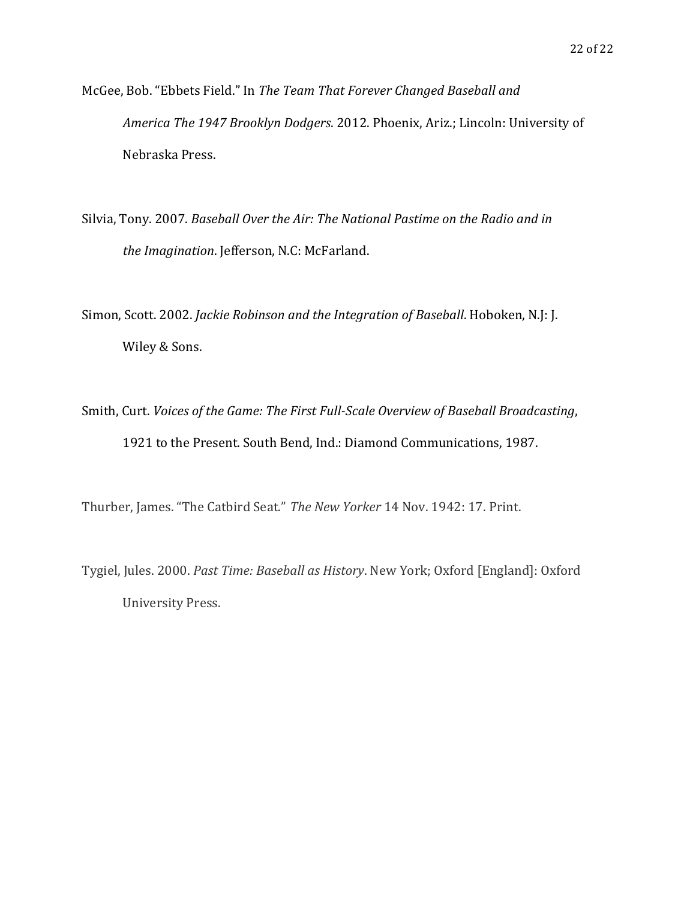McGee, Bob. “Ebbets Field.” In *The Team That Forever Changed Baseball and America The 1947 Brooklyn Dodgers*. 2012. Phoenix, Ariz.; Lincoln: University of Nebraska Press.

Silvia, Tony. 2007. *Baseball Over the Air: The National Pastime on the Radio and in the Imagination*. Jefferson, N.C: McFarland.

Simon, Scott. 2002. *Jackie Robinson and the Integration of Baseball*. Hoboken, N.J: J. Wiley & Sons.

Smith, Curt. *Voices of the Game: The First Full-Scale Overview of Baseball Broadcasting*, 1921 to the Present. South Bend, Ind.: Diamond Communications, 1987.

Thurber, James. “The Catbird Seat.” *The New Yorker* 14 Nov. 1942: 17. Print.

Tygiel, Jules. 2000. *Past Time: Baseball as History*. New York; Oxford [England]: Oxford University Press.